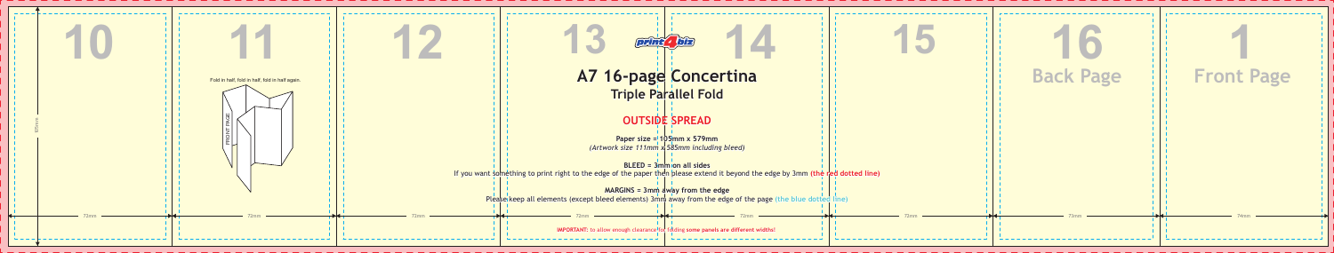10

11

12

13

14

15

16

Back Page

1

Front Page

105mm

Fold in half, fold in half, fold in half again.

FRONT PAGE

print4biz

# A7 16-page Concertina

## Triple Parallel Fold

### OUTSIDE SPREAD

**Paper size = 105mm x 579mm**

*(Artwork size 111mm x 585mm including bleed)*

**BLEED = 3mm on all sides**

If you want something to print right to the edge of the paper then please extend it beyond the edge by 3mm **(the red dotted line)**

**MARGINS = 3mm away from the edge**

Please keep all elements (except bleed elements) 3mm away from the edge of the page (the blue dotted line)

72mm | 72mm | 72mm | 72mm | 72mm | 72mm | 73mm | 74mm

**IMPORTANT:** to allow enough clearance for folding **some panels are different widths!**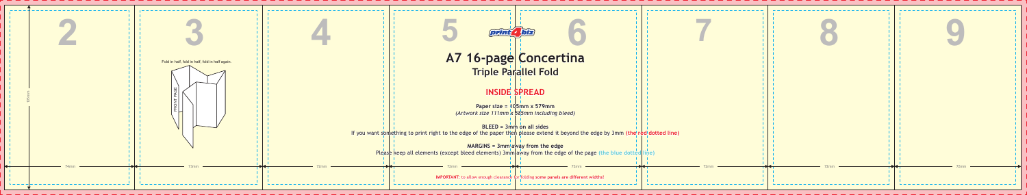2

3

Fold in half, fold in half, fold in half again.

FRONT PAGE

4

5

print4biz

6

7

8

9

# A7 16-page Concertina

## Triple Parallel Fold

## INSIDE SPREAD

**Paper size = 105mm x 579mm**

*(Artwork size 111mm x 585mm including bleed)*

**BLEED = 3mm on all sides**

If you want something to print right to the edge of the paper then please extend it beyond the edge by 3mm **(the red dotted line)**

**MARGINS = 3mm away from the edge**

Please keep all elements (except bleed elements) 3mm away from the edge of the page (the blue dotted line)

105mm

74mm

73mm

72mm

72mm

73mm

72mm

72mm

72mm

**IMPORTANT:** to allow enough clearance for folding **some panels are different widths!**